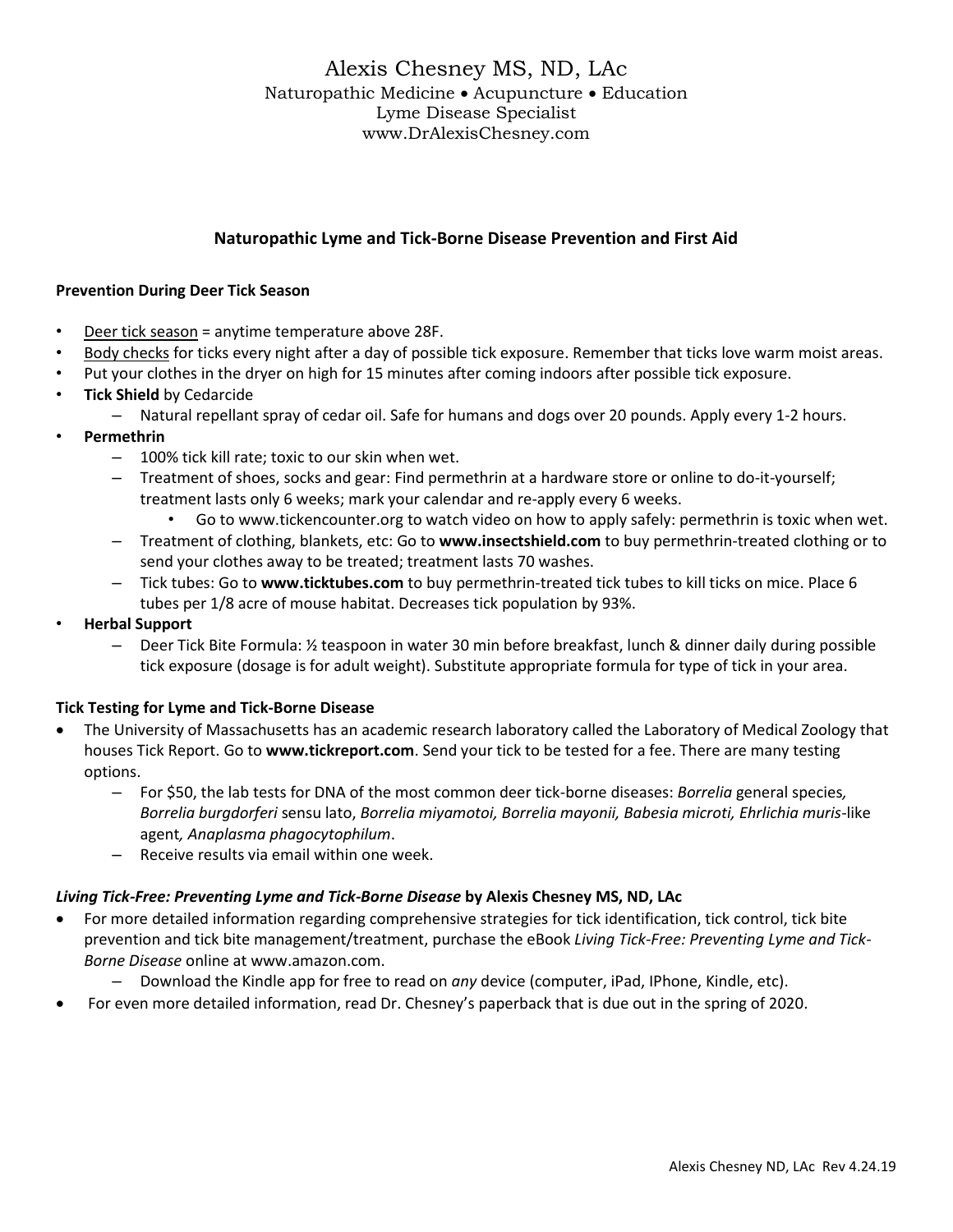# Alexis Chesney MS, ND, LAc

Naturopathic Medicine • Acupuncture • Education
Lyme Disease Specialist
www.DrAlexisChesney.com

## Naturopathic Lyme and Tick-Borne Disease Prevention and First Aid

### Prevention During Deer Tick Season

- Deer tick season = anytime temperature above 28F.
- Body checks for ticks every night after a day of possible tick exposure. Remember that ticks love warm moist areas.
- Put your clothes in the dryer on high for 15 minutes after coming indoors after possible tick exposure.
- **Tick Shield** by Cedarcide
  - Natural repellant spray of cedar oil. Safe for humans and dogs over 20 pounds. Apply every 1-2 hours.
- **Permethrin**
  - 100% tick kill rate; toxic to our skin when wet.
  - Treatment of shoes, socks and gear: Find permethrin at a hardware store or online to do-it-yourself; treatment lasts only 6 weeks; mark your calendar and re-apply every 6 weeks.
    - Go to www.tickencounter.org to watch video on how to apply safely: permethrin is toxic when wet.
  - Treatment of clothing, blankets, etc: Go to **www.insectshield.com** to buy permethrin-treated clothing or to send your clothes away to be treated; treatment lasts 70 washes.
  - Tick tubes: Go to **www.ticktubes.com** to buy permethrin-treated tick tubes to kill ticks on mice. Place 6 tubes per 1/8 acre of mouse habitat. Decreases tick population by 93%.
- **Herbal Support**
  - Deer Tick Bite Formula: ½ teaspoon in water 30 min before breakfast, lunch & dinner daily during possible tick exposure (dosage is for adult weight). Substitute appropriate formula for type of tick in your area.

### Tick Testing for Lyme and Tick-Borne Disease

- The University of Massachusetts has an academic research laboratory called the Laboratory of Medical Zoology that houses Tick Report. Go to **www.tickreport.com**. Send your tick to be tested for a fee. There are many testing options.
  - For $50, the lab tests for DNA of the most common deer tick-borne diseases: *Borrelia* general species*, Borrelia burgdorferi* sensu lato, *Borrelia miyamotoi, Borrelia mayonii, Babesia microti, Ehrlichia muris*-like agent*, Anaplasma phagocytophilum*.
  - Receive results via email within one week.

### *Living Tick-Free: Preventing Lyme and Tick-Borne Disease* by Alexis Chesney MS, ND, LAc

- For more detailed information regarding comprehensive strategies for tick identification, tick control, tick bite prevention and tick bite management/treatment, purchase the eBook *Living Tick-Free: Preventing Lyme and Tick-Borne Disease* online at www.amazon.com.
  - Download the Kindle app for free to read on *any* device (computer, iPad, IPhone, Kindle, etc).
- For even more detailed information, read Dr. Chesney's paperback that is due out in the spring of 2020.

Alexis Chesney ND, LAc Rev 4.24.19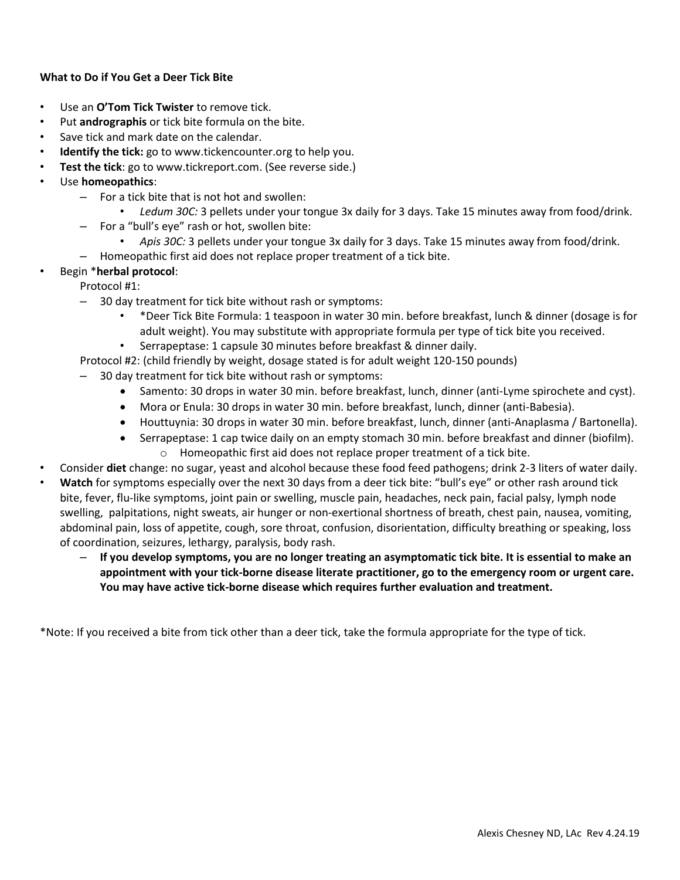**What to Do if You Get a Deer Tick Bite**

- Use an **O'Tom Tick Twister** to remove tick.
- Put **andrographis** or tick bite formula on the bite.
- Save tick and mark date on the calendar.
- **Identify the tick:** go to www.tickencounter.org to help you.
- **Test the tick**: go to www.tickreport.com. (See reverse side.)
- Use **homeopathics**:
  - For a tick bite that is not hot and swollen:
    - *Ledum 30C:* 3 pellets under your tongue 3x daily for 3 days. Take 15 minutes away from food/drink.
  - For a "bull's eye" rash or hot, swollen bite:
    - *Apis 30C:* 3 pellets under your tongue 3x daily for 3 days. Take 15 minutes away from food/drink.
  - Homeopathic first aid does not replace proper treatment of a tick bite.
- Begin ***herbal protocol**:

  Protocol #1:
  - 30 day treatment for tick bite without rash or symptoms:
    - *Deer Tick Bite Formula: 1 teaspoon in water 30 min. before breakfast, lunch & dinner (dosage is for adult weight). You may substitute with appropriate formula per type of tick bite you received.
    - Serrapeptase: 1 capsule 30 minutes before breakfast & dinner daily.

  Protocol #2: (child friendly by weight, dosage stated is for adult weight 120-150 pounds)
  - 30 day treatment for tick bite without rash or symptoms:
    - Samento: 30 drops in water 30 min. before breakfast, lunch, dinner (anti-Lyme spirochete and cyst).
    - Mora or Enula: 30 drops in water 30 min. before breakfast, lunch, dinner (anti-Babesia).
    - Houttuynia: 30 drops in water 30 min. before breakfast, lunch, dinner (anti-Anaplasma / Bartonella).
    - Serrapeptase: 1 cap twice daily on an empty stomach 30 min. before breakfast and dinner (biofilm).
      - Homeopathic first aid does not replace proper treatment of a tick bite.
- Consider **diet** change: no sugar, yeast and alcohol because these food feed pathogens; drink 2-3 liters of water daily.
- **Watch** for symptoms especially over the next 30 days from a deer tick bite: "bull's eye" or other rash around tick bite, fever, flu-like symptoms, joint pain or swelling, muscle pain, headaches, neck pain, facial palsy, lymph node swelling, palpitations, night sweats, air hunger or non-exertional shortness of breath, chest pain, nausea, vomiting, abdominal pain, loss of appetite, cough, sore throat, confusion, disorientation, difficulty breathing or speaking, loss of coordination, seizures, lethargy, paralysis, body rash.
  - **If you develop symptoms, you are no longer treating an asymptomatic tick bite. It is essential to make an appointment with your tick-borne disease literate practitioner, go to the emergency room or urgent care. You may have active tick-borne disease which requires further evaluation and treatment.**

*Note: If you received a bite from tick other than a deer tick, take the formula appropriate for the type of tick.

Alexis Chesney ND, LAc Rev 4.24.19